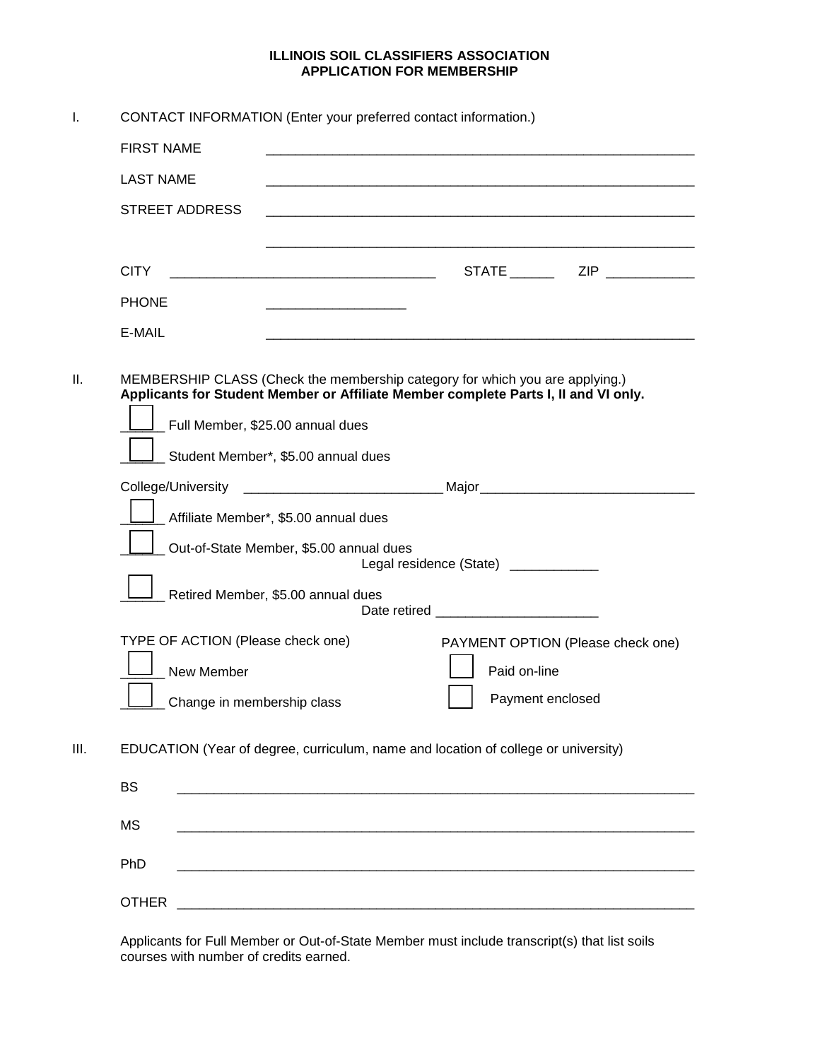# ILLINOIS SOIL CLASSIFIERS ASSOCIATION
# APPLICATION FOR MEMBERSHIP

I. CONTACT INFORMATION (Enter your preferred contact information.)

FIRST NAME ____________________________________________________________

LAST NAME ____________________________________________________________

STREET ADDRESS ____________________________________________________________

____________________________________________________________

CITY ____________________________________ STATE ______ ZIP ____________

PHONE ___________________

E-MAIL ____________________________________________________________

II. MEMBERSHIP CLASS (Check the membership category for which you are applying.)
**Applicants for Student Member or Affiliate Member complete Parts I, II and VI only.**

☐ Full Member, $25.00 annual dues

☐ Student Member*, $5.00 annual dues

College/University __________________________ Major _____________________________

☐ Affiliate Member*, $5.00 annual dues

☐ Out-of-State Member, $5.00 annual dues
Legal residence (State) ____________

☐ Retired Member, $5.00 annual dues
Date retired ______________________

TYPE OF ACTION (Please check one)

☐ New Member

☐ Change in membership class

PAYMENT OPTION (Please check one)

☐ Paid on-line

☐ Payment enclosed

III. EDUCATION (Year of degree, curriculum, name and location of college or university)

BS ______________________________________________________________________

MS ______________________________________________________________________

PhD ______________________________________________________________________

OTHER ______________________________________________________________________

Applicants for Full Member or Out-of-State Member must include transcript(s) that list soils courses with number of credits earned.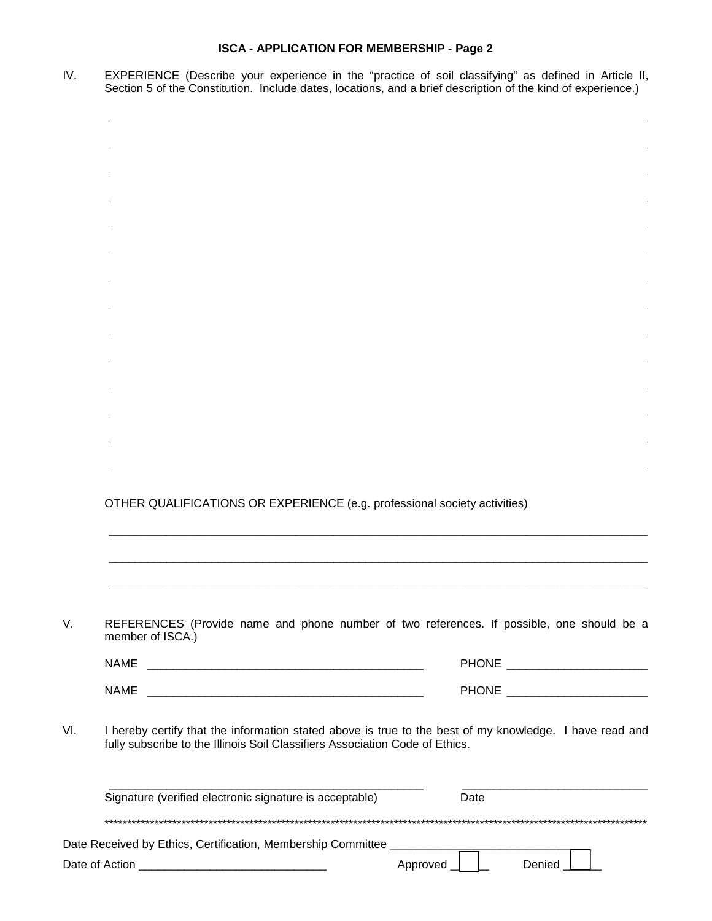**ISCA - APPLICATION FOR MEMBERSHIP - Page 2**

IV. EXPERIENCE (Describe your experience in the "practice of soil classifying" as defined in Article II, Section 5 of the Constitution. Include dates, locations, and a brief description of the kind of experience.)

OTHER QUALIFICATIONS OR EXPERIENCE (e.g. professional society activities)

\_\_\_\_\_\_\_\_\_\_\_\_\_\_\_\_\_\_\_\_\_\_\_\_\_\_\_\_\_\_\_\_\_\_\_\_\_\_\_\_\_\_\_\_\_\_\_\_\_\_\_\_\_\_\_\_\_\_\_\_\_\_\_\_\_\_\_\_\_\_

\_\_\_\_\_\_\_\_\_\_\_\_\_\_\_\_\_\_\_\_\_\_\_\_\_\_\_\_\_\_\_\_\_\_\_\_\_\_\_\_\_\_\_\_\_\_\_\_\_\_\_\_\_\_\_\_\_\_\_\_\_\_\_\_\_\_\_\_\_\_

\_\_\_\_\_\_\_\_\_\_\_\_\_\_\_\_\_\_\_\_\_\_\_\_\_\_\_\_\_\_\_\_\_\_\_\_\_\_\_\_\_\_\_\_\_\_\_\_\_\_\_\_\_\_\_\_\_\_\_\_\_\_\_\_\_\_\_\_\_\_

V. REFERENCES (Provide name and phone number of two references. If possible, one should be a member of ISCA.)

NAME \_\_\_\_\_\_\_\_\_\_\_\_\_\_\_\_\_\_\_\_\_\_\_\_\_\_\_\_\_\_\_\_\_\_\_\_\_\_\_\_\_ PHONE \_\_\_\_\_\_\_\_\_\_\_\_\_\_\_\_\_\_\_\_\_

NAME \_\_\_\_\_\_\_\_\_\_\_\_\_\_\_\_\_\_\_\_\_\_\_\_\_\_\_\_\_\_\_\_\_\_\_\_\_\_\_\_\_ PHONE \_\_\_\_\_\_\_\_\_\_\_\_\_\_\_\_\_\_\_\_\_

VI. I hereby certify that the information stated above is true to the best of my knowledge. I have read and fully subscribe to the Illinois Soil Classifiers Association Code of Ethics.

\_\_\_\_\_\_\_\_\_\_\_\_\_\_\_\_\_\_\_\_\_\_\_\_\_\_\_\_\_\_\_\_\_\_\_\_\_\_\_\_\_\_\_\_\_\_\_\_ \_\_\_\_\_\_\_\_\_\_\_\_\_\_\_\_\_\_\_\_\_\_\_\_\_\_\_\_\_\_

Signature (verified electronic signature is acceptable) Date

\*\*\*\*\*\*\*\*\*\*\*\*\*\*\*\*\*\*\*\*\*\*\*\*\*\*\*\*\*\*\*\*\*\*\*\*\*\*\*\*\*\*\*\*\*\*\*\*\*\*\*\*\*\*\*\*\*\*\*\*\*\*\*\*\*\*\*\*\*\*\*\*\*\*\*\*\*\*\*\*\*\*\*\*\*\*\*\*\*\*\*\*\*\*\*\*\*\*\*\*\*\*\*\*\*\*\*\*\*\*\*\*\*\*\*\*

Date Received by Ethics, Certification, Membership Committee \_\_\_\_\_\_\_\_\_\_\_\_\_\_\_\_\_\_\_\_\_\_\_\_\_\_\_\_

Date of Action \_\_\_\_\_\_\_\_\_\_\_\_\_\_\_\_\_\_\_\_\_\_\_\_\_\_\_\_\_\_ Approved ☐ Denied ☐